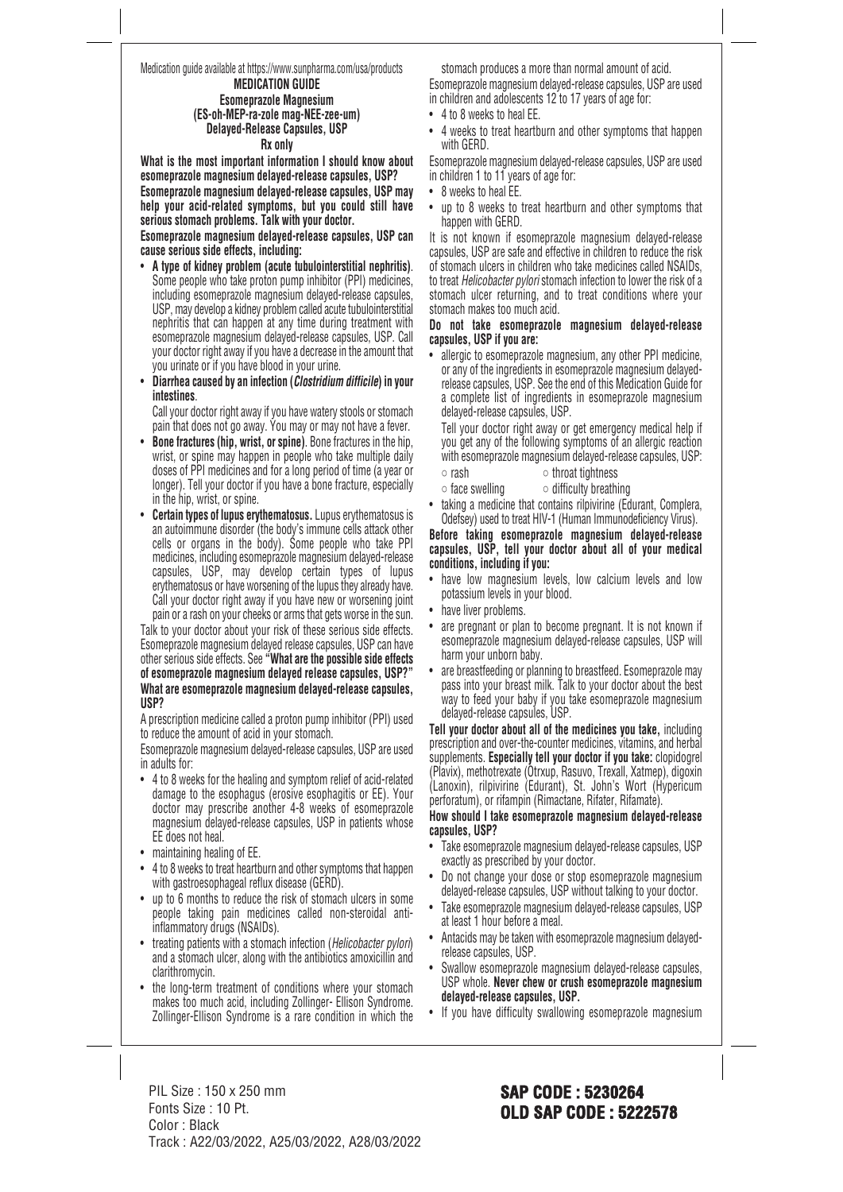Medication guide available at https://www.sunpharma.com/usa/products

# MEDICATION GUIDE
## Esomeprazole Magnesium (ES-oh-MEP-ra-zole mag-NEE-zee-um) Delayed-Release Capsules, USP
**Rx only**

**What is the most important information I should know about esomeprazole magnesium delayed-release capsules, USP?**

**Esomeprazole magnesium delayed-release capsules, USP may help your acid-related symptoms, but you could still have serious stomach problems. Talk with your doctor.**

**Esomeprazole magnesium delayed-release capsules, USP can cause serious side effects, including:**

- **A type of kidney problem (acute tubulointerstitial nephritis)**. Some people who take proton pump inhibitor (PPI) medicines, including esomeprazole magnesium delayed-release capsules, USP, may develop a kidney problem called acute tubulointerstitial nephritis that can happen at any time during treatment with esomeprazole magnesium delayed-release capsules, USP. Call your doctor right away if you have a decrease in the amount that you urinate or if you have blood in your urine.
- **Diarrhea caused by an infection (*Clostridium difficile*) in your intestines**.
  Call your doctor right away if you have watery stools or stomach pain that does not go away. You may or may not have a fever.
- **Bone fractures (hip, wrist, or spine)**. Bone fractures in the hip, wrist, or spine may happen in people who take multiple daily doses of PPI medicines and for a long period of time (a year or longer). Tell your doctor if you have a bone fracture, especially in the hip, wrist, or spine.
- **Certain types of lupus erythematosus.** Lupus erythematosus is an autoimmune disorder (the body's immune cells attack other cells or organs in the body). Some people who take PPI medicines, including esomeprazole magnesium delayed-release capsules, USP, may develop certain types of lupus erythematosus or have worsening of the lupus they already have. Call your doctor right away if you have new or worsening joint pain or a rash on your cheeks or arms that gets worse in the sun.

Talk to your doctor about your risk of these serious side effects. Esomeprazole magnesium delayed release capsules, USP can have other serious side effects. See **"What are the possible side effects of esomeprazole magnesium delayed release capsules, USP?"**

**What are esomeprazole magnesium delayed-release capsules, USP?**

A prescription medicine called a proton pump inhibitor (PPI) used to reduce the amount of acid in your stomach.

Esomeprazole magnesium delayed-release capsules, USP are used in adults for:

- 4 to 8 weeks for the healing and symptom relief of acid-related damage to the esophagus (erosive esophagitis or EE). Your doctor may prescribe another 4-8 weeks of esomeprazole magnesium delayed-release capsules, USP in patients whose EE does not heal.
- maintaining healing of EE.
- 4 to 8 weeks to treat heartburn and other symptoms that happen with gastroesophageal reflux disease (GERD).
- up to 6 months to reduce the risk of stomach ulcers in some people taking pain medicines called non-steroidal anti-inflammatory drugs (NSAIDs).
- treating patients with a stomach infection (*Helicobacter pylori*) and a stomach ulcer, along with the antibiotics amoxicillin and clarithromycin.
- the long-term treatment of conditions where your stomach makes too much acid, including Zollinger- Ellison Syndrome. Zollinger-Ellison Syndrome is a rare condition in which the stomach produces a more than normal amount of acid.

Esomeprazole magnesium delayed-release capsules, USP are used in children and adolescents 12 to 17 years of age for:

- 4 to 8 weeks to heal EE.
- 4 weeks to treat heartburn and other symptoms that happen with GERD.

Esomeprazole magnesium delayed-release capsules, USP are used in children 1 to 11 years of age for:

- 8 weeks to heal EE.
- up to 8 weeks to treat heartburn and other symptoms that happen with GERD.

It is not known if esomeprazole magnesium delayed-release capsules, USP are safe and effective in children to reduce the risk of stomach ulcers in children who take medicines called NSAIDs, to treat *Helicobacter pylori* stomach infection to lower the risk of a stomach ulcer returning, and to treat conditions where your stomach makes too much acid.

**Do not take esomeprazole magnesium delayed-release capsules, USP if you are:**

- allergic to esomeprazole magnesium, any other PPI medicine, or any of the ingredients in esomeprazole magnesium delayed-release capsules, USP. See the end of this Medication Guide for a complete list of ingredients in esomeprazole magnesium delayed-release capsules, USP.
  Tell your doctor right away or get emergency medical help if you get any of the following symptoms of an allergic reaction with esomeprazole magnesium delayed-release capsules, USP:
  - rash
  - throat tightness
  - face swelling
  - difficulty breathing
- taking a medicine that contains rilpivirine (Edurant, Complera, Odefsey) used to treat HIV-1 (Human Immunodeficiency Virus).

**Before taking esomeprazole magnesium delayed-release capsules, USP, tell your doctor about all of your medical conditions, including if you:**

- have low magnesium levels, low calcium levels and low potassium levels in your blood.
- have liver problems.
- are pregnant or plan to become pregnant. It is not known if esomeprazole magnesium delayed-release capsules, USP will harm your unborn baby.
- are breastfeeding or planning to breastfeed. Esomeprazole may pass into your breast milk. Talk to your doctor about the best way to feed your baby if you take esomeprazole magnesium delayed-release capsules, USP.

**Tell your doctor about all of the medicines you take,** including prescription and over-the-counter medicines, vitamins, and herbal supplements. **Especially tell your doctor if you take:** clopidogrel (Plavix), methotrexate (Otrxup, Rasuvo, Trexall, Xatmep), digoxin (Lanoxin), rilpivirine (Edurant), St. John's Wort (Hypericum perforatum), or rifampin (Rimactane, Rifater, Rifamate).

**How should I take esomeprazole magnesium delayed-release capsules, USP?**

- Take esomeprazole magnesium delayed-release capsules, USP exactly as prescribed by your doctor.
- Do not change your dose or stop esomeprazole magnesium delayed-release capsules, USP without talking to your doctor.
- Take esomeprazole magnesium delayed-release capsules, USP at least 1 hour before a meal.
- Antacids may be taken with esomeprazole magnesium delayed-release capsules, USP.
- Swallow esomeprazole magnesium delayed-release capsules, USP whole. **Never chew or crush esomeprazole magnesium delayed-release capsules, USP.**
- If you have difficulty swallowing esomeprazole magnesium

PIL Size : 150 x 250 mm
Fonts Size : 10 Pt.
Color : Black
Track : A22/03/2022, A25/03/2022, A28/03/2022

**SAP CODE : 5230264**
**OLD SAP CODE : 5222578**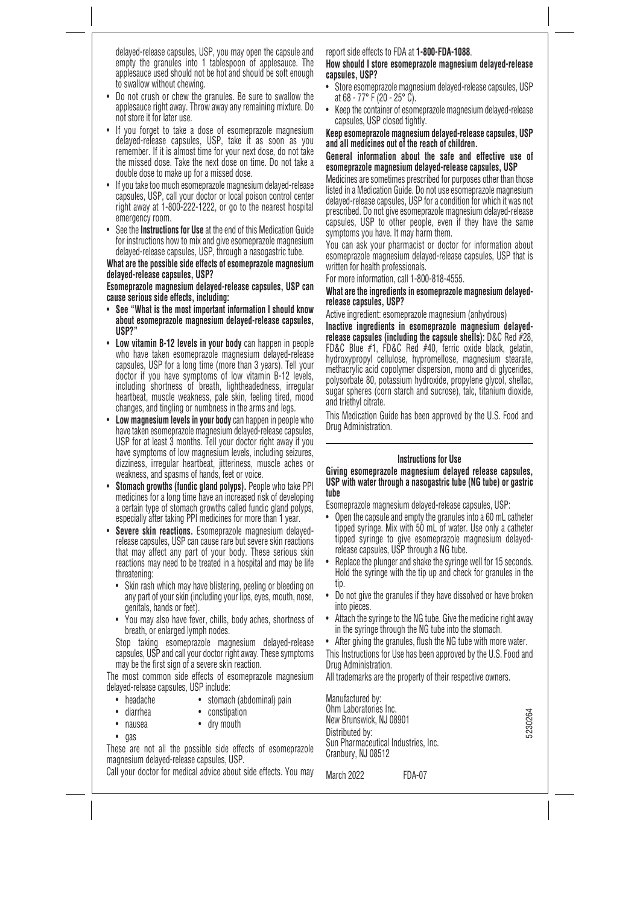delayed-release capsules, USP, you may open the capsule and empty the granules into 1 tablespoon of applesauce. The applesauce used should not be hot and should be soft enough to swallow without chewing.

- Do not crush or chew the granules. Be sure to swallow the applesauce right away. Throw away any remaining mixture. Do not store it for later use.
- If you forget to take a dose of esomeprazole magnesium delayed-release capsules, USP, take it as soon as you remember. If it is almost time for your next dose, do not take the missed dose. Take the next dose on time. Do not take a double dose to make up for a missed dose.
- If you take too much esomeprazole magnesium delayed-release capsules, USP, call your doctor or local poison control center right away at 1-800-222-1222, or go to the nearest hospital emergency room.
- See the **Instructions for Use** at the end of this Medication Guide for instructions how to mix and give esomeprazole magnesium delayed-release capsules, USP, through a nasogastric tube.

**What are the possible side effects of esomeprazole magnesium delayed-release capsules, USP?**

**Esomeprazole magnesium delayed-release capsules, USP can cause serious side effects, including:**

- **See "What is the most important information I should know about esomeprazole magnesium delayed-release capsules, USP?"**
- **Low vitamin B-12 levels in your body** can happen in people who have taken esomeprazole magnesium delayed-release capsules, USP for a long time (more than 3 years). Tell your doctor if you have symptoms of low vitamin B-12 levels, including shortness of breath, lightheadedness, irregular heartbeat, muscle weakness, pale skin, feeling tired, mood changes, and tingling or numbness in the arms and legs.
- **Low magnesium levels in your body** can happen in people who have taken esomeprazole magnesium delayed-release capsules, USP for at least 3 months. Tell your doctor right away if you have symptoms of low magnesium levels, including seizures, dizziness, irregular heartbeat, jitteriness, muscle aches or weakness, and spasms of hands, feet or voice.
- **Stomach growths (fundic gland polyps).** People who take PPI medicines for a long time have an increased risk of developing a certain type of stomach growths called fundic gland polyps, especially after taking PPI medicines for more than 1 year.
- **Severe skin reactions.** Esomeprazole magnesium delayed-release capsules, USP can cause rare but severe skin reactions that may affect any part of your body. These serious skin reactions may need to be treated in a hospital and may be life threatening:
  - Skin rash which may have blistering, peeling or bleeding on any part of your skin (including your lips, eyes, mouth, nose, genitals, hands or feet).
  - You may also have fever, chills, body aches, shortness of breath, or enlarged lymph nodes.

  Stop taking esomeprazole magnesium delayed-release capsules, USP and call your doctor right away. These symptoms may be the first sign of a severe skin reaction.

The most common side effects of esomeprazole magnesium delayed-release capsules, USP include:

- headache
- diarrhea
- nausea
- gas
- stomach (abdominal) pain
- constipation
- dry mouth

These are not all the possible side effects of esomeprazole magnesium delayed-release capsules, USP.

Call your doctor for medical advice about side effects. You may report side effects to FDA at **1-800-FDA-1088**.

**How should I store esomeprazole magnesium delayed-release capsules, USP?**

- Store esomeprazole magnesium delayed-release capsules, USP at 68 - 77° F (20 - 25° C).
- Keep the container of esomeprazole magnesium delayed-release capsules, USP closed tightly.

**Keep esomeprazole magnesium delayed-release capsules, USP and all medicines out of the reach of children.**

**General information about the safe and effective use of esomeprazole magnesium delayed-release capsules, USP**

Medicines are sometimes prescribed for purposes other than those listed in a Medication Guide. Do not use esomeprazole magnesium delayed-release capsules, USP for a condition for which it was not prescribed. Do not give esomeprazole magnesium delayed-release capsules, USP to other people, even if they have the same symptoms you have. It may harm them.

You can ask your pharmacist or doctor for information about esomeprazole magnesium delayed-release capsules, USP that is written for health professionals.

For more information, call 1-800-818-4555.

**What are the ingredients in esomeprazole magnesium delayed-release capsules, USP?**

Active ingredient: esomeprazole magnesium (anhydrous)

**Inactive ingredients in esomeprazole magnesium delayed-release capsules (including the capsule shells):** D&C Red #28, FD&C Blue #1, FD&C Red #40, ferric oxide black, gelatin, hydroxypropyl cellulose, hypromellose, magnesium stearate, methacrylic acid copolymer dispersion, mono and di glycerides, polysorbate 80, potassium hydroxide, propylene glycol, shellac, sugar spheres (corn starch and sucrose), talc, titanium dioxide, and triethyl citrate.

This Medication Guide has been approved by the U.S. Food and Drug Administration.

## Instructions for Use

**Giving esomeprazole magnesium delayed release capsules, USP with water through a nasogastric tube (NG tube) or gastric tube**

Esomeprazole magnesium delayed-release capsules, USP:

- Open the capsule and empty the granules into a 60 mL catheter tipped syringe. Mix with 50 mL of water. Use only a catheter tipped syringe to give esomeprazole magnesium delayed-release capsules, USP through a NG tube.
- Replace the plunger and shake the syringe well for 15 seconds. Hold the syringe with the tip up and check for granules in the tip.
- Do not give the granules if they have dissolved or have broken into pieces.
- Attach the syringe to the NG tube. Give the medicine right away in the syringe through the NG tube into the stomach.
- After giving the granules, flush the NG tube with more water.

This Instructions for Use has been approved by the U.S. Food and Drug Administration.

All trademarks are the property of their respective owners.

Manufactured by:
Ohm Laboratories Inc.
New Brunswick, NJ 08901

Distributed by:
Sun Pharmaceutical Industries, Inc.
Cranbury, NJ 08512

March 2022 FDA-07

5230264